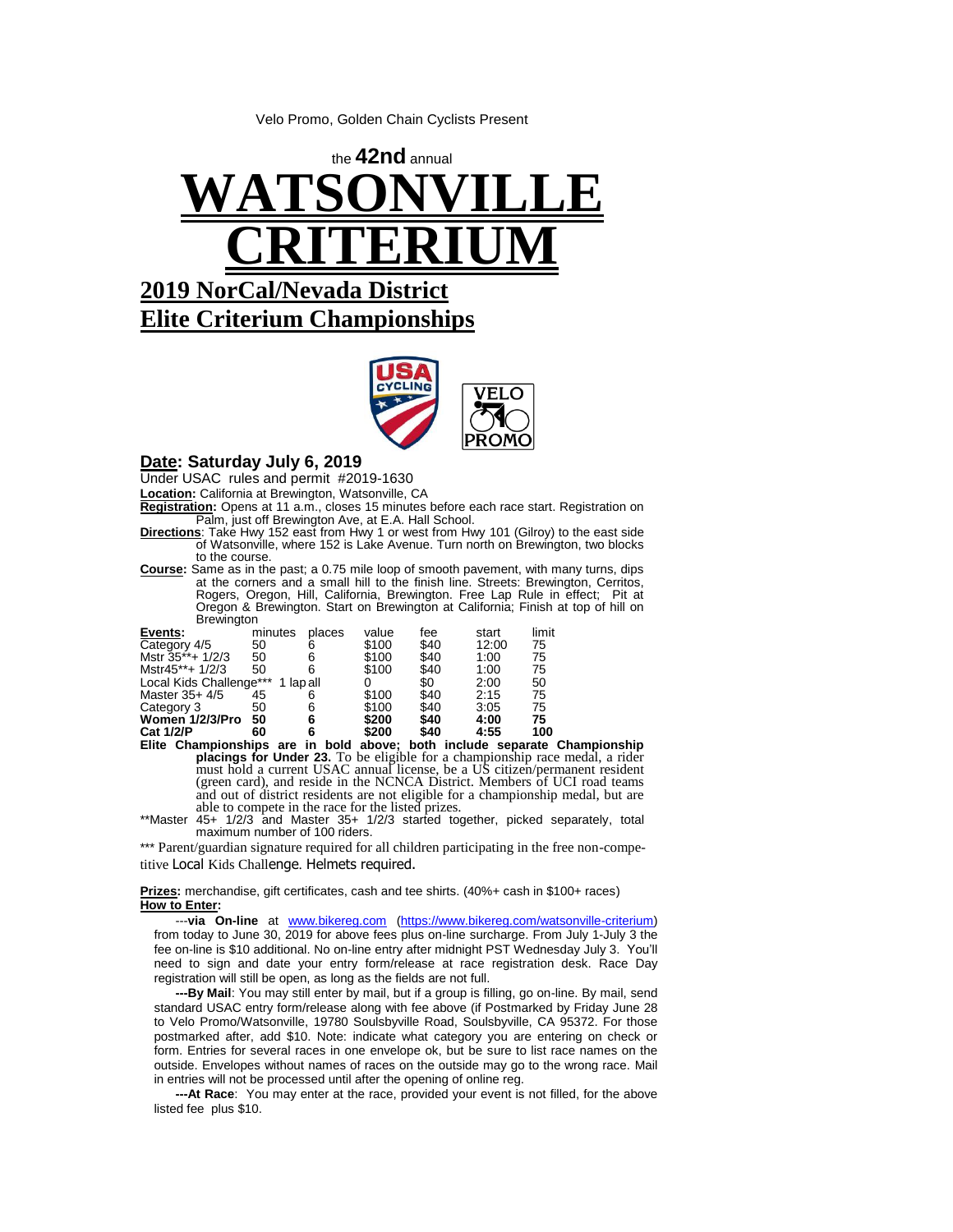Velo Promo, Golden Chain Cyclists Present

the **42nd** annual

# WATSONVILLE CRITERIUM

## 2019 NorCal/Nevada District Elite Criterium Championships

## Date: Saturday July 6, 2019

Under USAC rules and permit #2019-1630

**Location:** California at Brewington, Watsonville, CA

**Registration:** Opens at 11 a.m., closes 15 minutes before each race start. Registration on Palm, just off Brewington Ave, at E.A. Hall School.

**Directions**: Take Hwy 152 east from Hwy 1 or west from Hwy 101 (Gilroy) to the east side of Watsonville, where 152 is Lake Avenue. Turn north on Brewington, two blocks to the course.

**Course:** Same as in the past; a 0.75 mile loop of smooth pavement, with many turns, dips at the corners and a small hill to the finish line. Streets: Brewington, Cerritos, Rogers, Oregon, Hill, California, Brewington. Free Lap Rule in effect; Pit at Oregon & Brewington. Start on Brewington at California; Finish at top of hill on Brewington

| Events: | minutes | places | value | fee | start | limit |
|---|---|---|---|---|---|---|
| Category 4/5 | 50 | 6 | $100 | $40 | 12:00 | 75 |
| Mstr 35**+ 1/2/3 | 50 | 6 | $100 | $40 | 1:00 | 75 |
| Mstr45**+ 1/2/3 | 50 | 6 | $100 | $40 | 1:00 | 75 |
| Local Kids Challenge*** | 1 lap | all | 0 | $0 | 2:00 | 50 |
| Master 35+ 4/5 | 45 | 6 | $100 | $40 | 2:15 | 75 |
| Category 3 | 50 | 6 | $100 | $40 | 3:05 | 75 |
| **Women 1/2/3/Pro** | **50** | **6** | **$200** | **$40** | **4:00** | **75** |
| **Cat 1/2/P** | **60** | **6** | **$200** | **$40** | **4:55** | **100** |

**Elite Championships are in bold above; both include separate Championship placings for Under 23.** To be eligible for a championship race medal, a rider must hold a current USAC annual license, be a US citizen/permanent resident (green card), and reside in the NCNCA District. Members of UCI road teams and out of district residents are not eligible for a championship medal, but are able to compete in the race for the listed prizes.

**Master 45+ 1/2/3 and Master 35+ 1/2/3 started together, picked separately, total maximum number of 100 riders.

*** Parent/guardian signature required for all children participating in the free non-competitive Local Kids Challenge. Helmets required.

**Prizes:** merchandise, gift certificates, cash and tee shirts. (40%+ cash in $100+ races)

**How to Enter:**

---**via On-line** at www.bikereg.com (https://www.bikereg.com/watsonville-criterium) from today to June 30, 2019 for above fees plus on-line surcharge. From July 1-July 3 the fee on-line is $10 additional. No on-line entry after midnight PST Wednesday July 3. You'll need to sign and date your entry form/release at race registration desk. Race Day registration will still be open, as long as the fields are not full.

**---By Mail**: You may still enter by mail, but if a group is filling, go on-line. By mail, send standard USAC entry form/release along with fee above (if Postmarked by Friday June 28 to Velo Promo/Watsonville, 19780 Soulsbyville Road, Soulsbyville, CA 95372. For those postmarked after, add $10. Note: indicate what category you are entering on check or form. Entries for several races in one envelope ok, but be sure to list race names on the outside. Envelopes without names of races on the outside may go to the wrong race. Mail in entries will not be processed until after the opening of online reg.

**---At Race**: You may enter at the race, provided your event is not filled, for the above listed fee plus $10.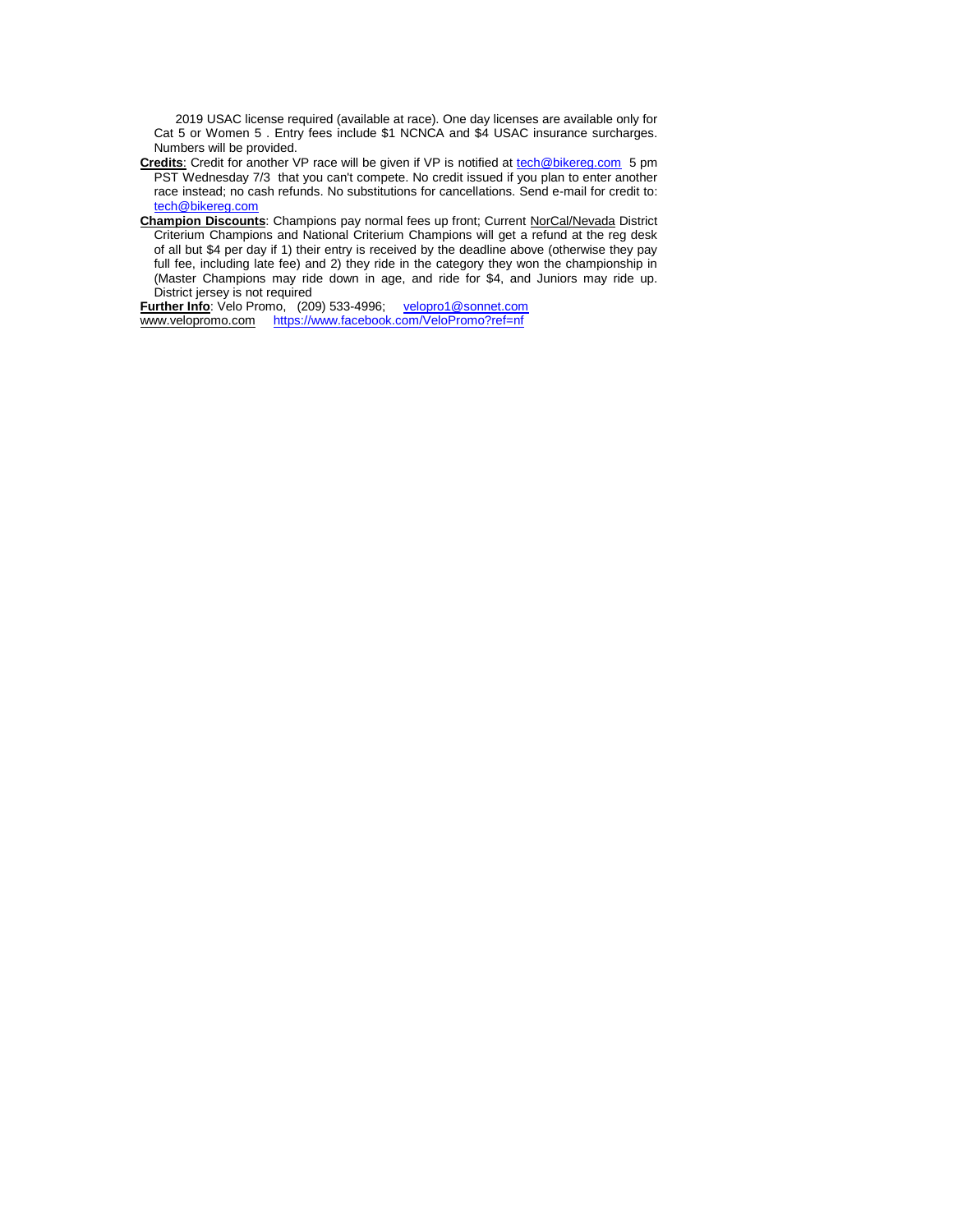2019 USAC license required (available at race). One day licenses are available only for Cat 5 or Women 5 . Entry fees include $1 NCNCA and $4 USAC insurance surcharges. Numbers will be provided.

**Credits**: Credit for another VP race will be given if VP is notified at tech@bikereg.com 5 pm PST Wednesday 7/3 that you can't compete. No credit issued if you plan to enter another race instead; no cash refunds. No substitutions for cancellations. Send e-mail for credit to: tech@bikereg.com

**Champion Discounts**: Champions pay normal fees up front; Current NorCal/Nevada District Criterium Champions and National Criterium Champions will get a refund at the reg desk of all but $4 per day if 1) their entry is received by the deadline above (otherwise they pay full fee, including late fee) and 2) they ride in the category they won the championship in (Master Champions may ride down in age, and ride for $4, and Juniors may ride up. District jersey is not required

**Further Info**: Velo Promo, (209) 533-4996; velopro1@sonnet.com
www.velopromo.com https://www.facebook.com/VeloPromo?ref=nf